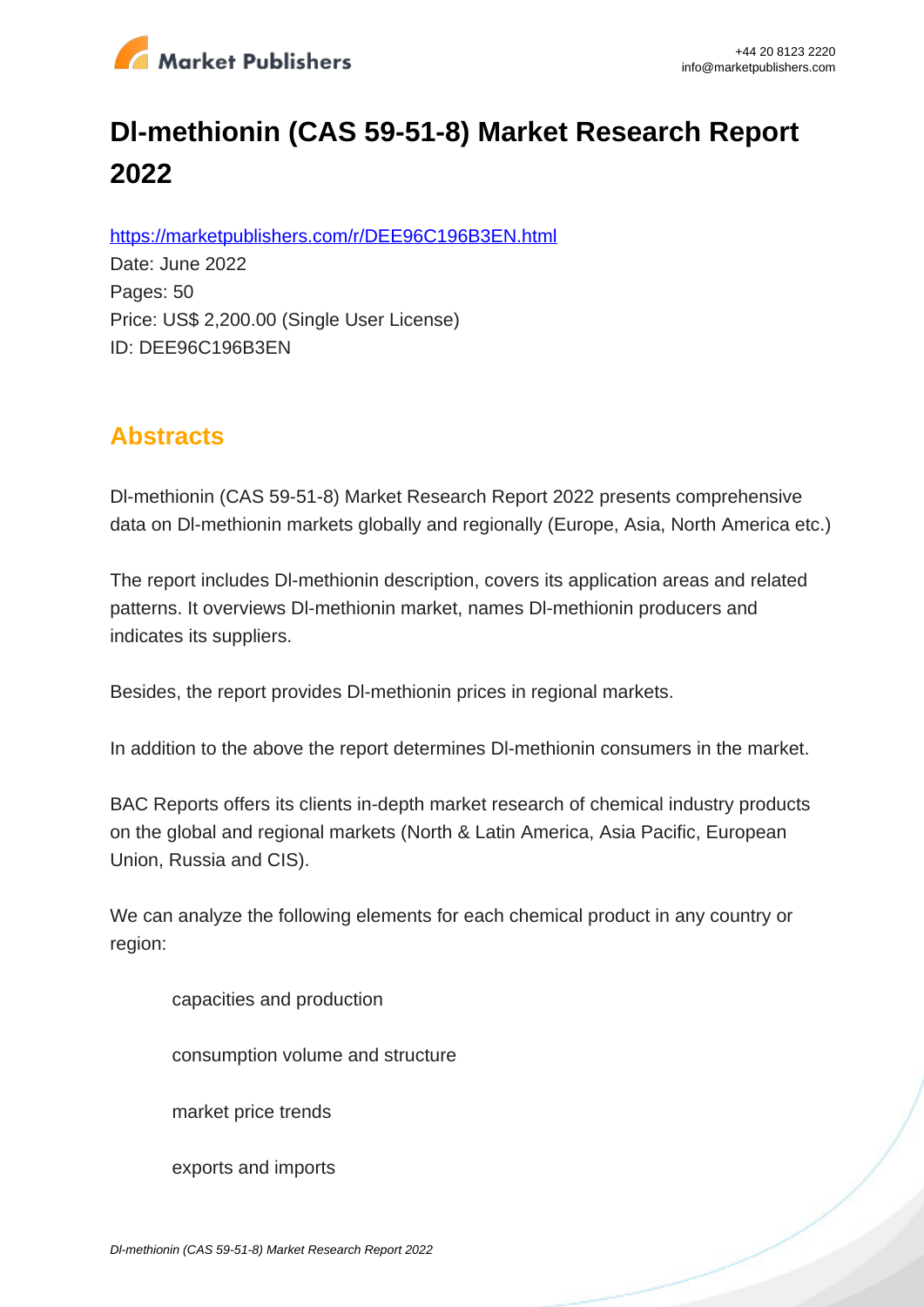# Dl-methionin (CAS 59-51-8) Market Research Report 2022

https://marketpublishers.com/r/DEE96C196B3EN.html

Date: June 2022

Pages: 50

Price: US$ 2,200.00 (Single User License)

ID: DEE96C196B3EN

## Abstracts

Dl-methionin (CAS 59-51-8) Market Research Report 2022 presents comprehensive data on Dl-methionin markets globally and regionally (Europe, Asia, North America etc.)

The report includes Dl-methionin description, covers its application areas and related patterns. It overviews Dl-methionin market, names Dl-methionin producers and indicates its suppliers.

Besides, the report provides Dl-methionin prices in regional markets.

In addition to the above the report determines Dl-methionin consumers in the market.

BAC Reports offers its clients in-depth market research of chemical industry products on the global and regional markets (North & Latin America, Asia Pacific, European Union, Russia and CIS).

We can analyze the following elements for each chemical product in any country or region:

- capacities and production
- consumption volume and structure
- market price trends
- exports and imports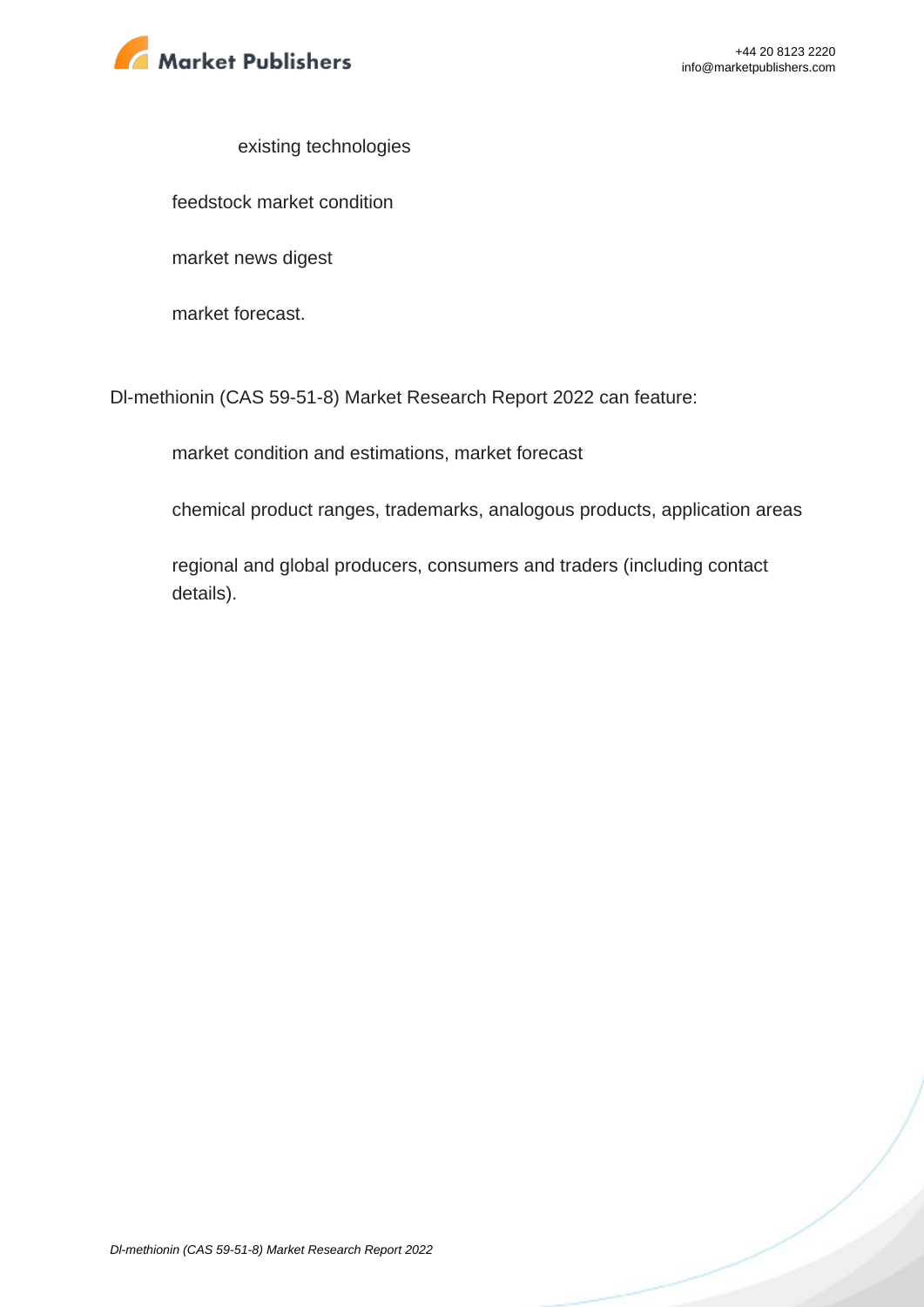- existing technologies
- feedstock market condition
- market news digest
- market forecast.

Dl-methionin (CAS 59-51-8) Market Research Report 2022 can feature:

- market condition and estimations, market forecast
- chemical product ranges, trademarks, analogous products, application areas
- regional and global producers, consumers and traders (including contact details).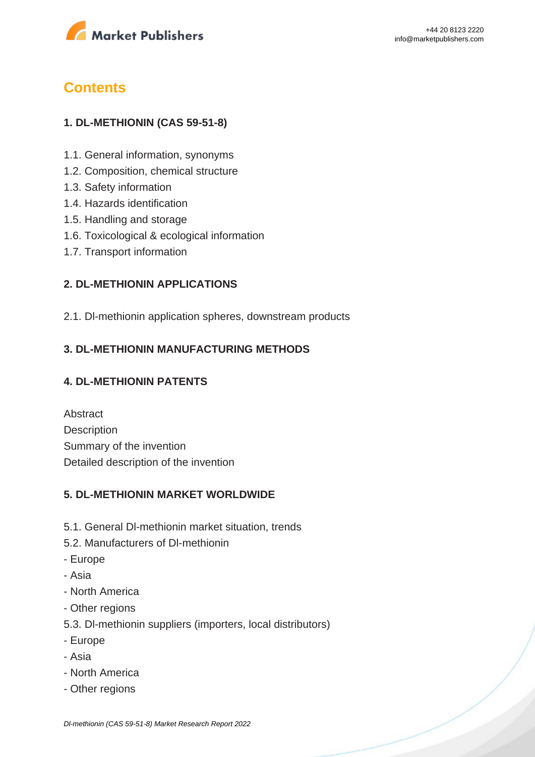## Contents

### 1. DL-METHIONIN (CAS 59-51-8)

1.1. General information, synonyms
1.2. Composition, chemical structure
1.3. Safety information
1.4. Hazards identification
1.5. Handling and storage
1.6. Toxicological & ecological information
1.7. Transport information

### 2. DL-METHIONIN APPLICATIONS

2.1. Dl-methionin application spheres, downstream products

### 3. DL-METHIONIN MANUFACTURING METHODS

### 4. DL-METHIONIN PATENTS

Abstract
Description
Summary of the invention
Detailed description of the invention

### 5. DL-METHIONIN MARKET WORLDWIDE

5.1. General Dl-methionin market situation, trends
5.2. Manufacturers of Dl-methionin
- Europe
- Asia
- North America
- Other regions
5.3. Dl-methionin suppliers (importers, local distributors)
- Europe
- Asia
- North America
- Other regions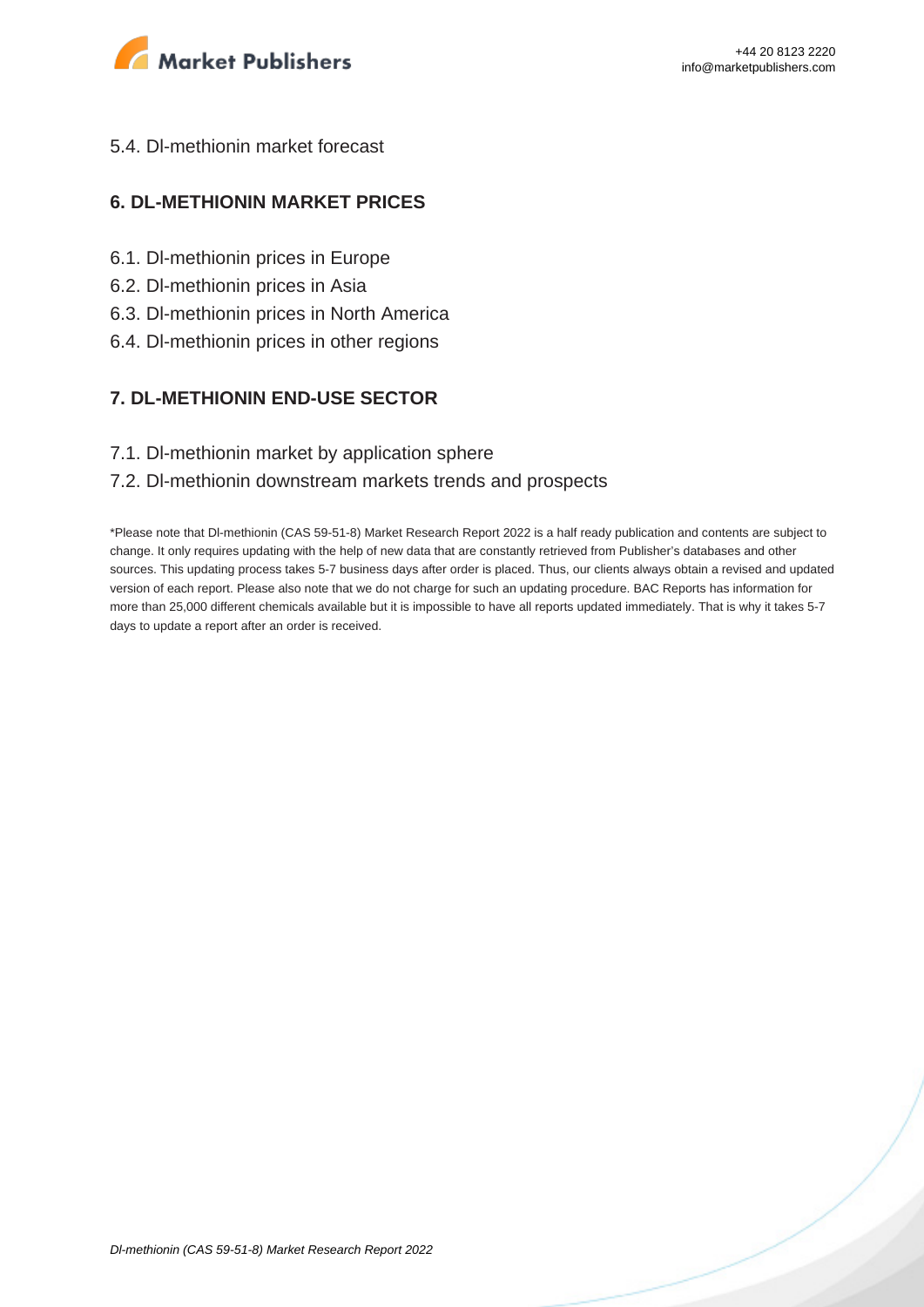5.4. Dl-methionin market forecast

## 6. DL-METHIONIN MARKET PRICES

6.1. Dl-methionin prices in Europe
6.2. Dl-methionin prices in Asia
6.3. Dl-methionin prices in North America
6.4. Dl-methionin prices in other regions

## 7. DL-METHIONIN END-USE SECTOR

7.1. Dl-methionin market by application sphere
7.2. Dl-methionin downstream markets trends and prospects

*Please note that Dl-methionin (CAS 59-51-8) Market Research Report 2022 is a half ready publication and contents are subject to change. It only requires updating with the help of new data that are constantly retrieved from Publisher's databases and other sources. This updating process takes 5-7 business days after order is placed. Thus, our clients always obtain a revised and updated version of each report. Please also note that we do not charge for such an updating procedure. BAC Reports has information for more than 25,000 different chemicals available but it is impossible to have all reports updated immediately. That is why it takes 5-7 days to update a report after an order is received.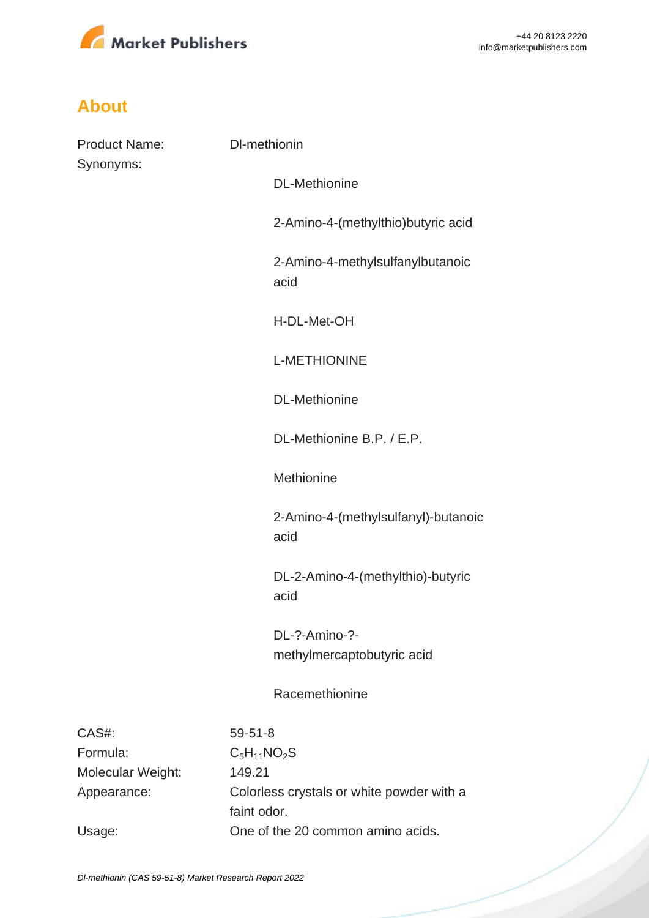## About

| | |
|---|---|
| Product Name: | Dl-methionin |
| Synonyms: | DL-Methionine<br><br>2-Amino-4-(methylthio)butyric acid<br><br>2-Amino-4-methylsulfanylbutanoic acid<br><br>H-DL-Met-OH<br><br>L-METHIONINE<br><br>DL-Methionine<br><br>DL-Methionine B.P. / E.P.<br><br>Methionine<br><br>2-Amino-4-(methylsulfanyl)-butanoic acid<br><br>DL-2-Amino-4-(methylthio)-butyric acid<br><br>DL-?-Amino-?-methylmercaptobutyric acid<br><br>Racemethionine |
| CAS#: | 59-51-8 |
| Formula: | $C_5H_{11}NO_2S$ |
| Molecular Weight: | 149.21 |
| Appearance: | Colorless crystals or white powder with a faint odor. |
| Usage: | One of the 20 common amino acids. |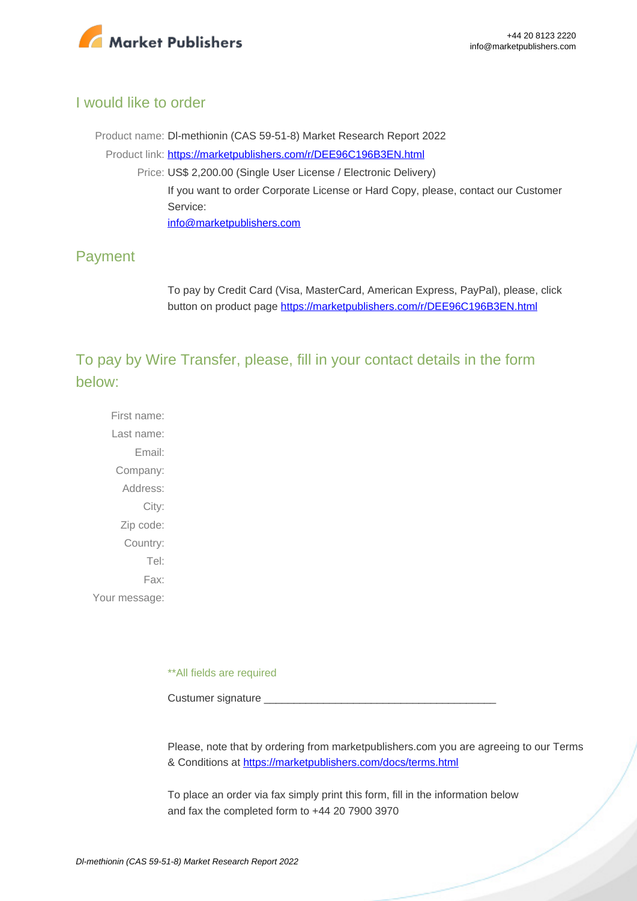## I would like to order

Product name: Dl-methionin (CAS 59-51-8) Market Research Report 2022

Product link: [https://marketpublishers.com/r/DEE96C196B3EN.html](https://marketpublishers.com/r/DEE96C196B3EN.html)

Price: US$ 2,200.00 (Single User License / Electronic Delivery)

If you want to order Corporate License or Hard Copy, please, contact our Customer Service:

[info@marketpublishers.com](mailto:info@marketpublishers.com)

## Payment

To pay by Credit Card (Visa, MasterCard, American Express, PayPal), please, click button on product page [https://marketpublishers.com/r/DEE96C196B3EN.html](https://marketpublishers.com/r/DEE96C196B3EN.html)

## To pay by Wire Transfer, please, fill in your contact details in the form below:

First name:

Last name:

Email:

Company:

Address:

City:

Zip code:

Country:

Tel:

Fax:

Your message:

**All fields are required

Custumer signature _______________________________________

Please, note that by ordering from marketpublishers.com you are agreeing to our Terms & Conditions at [https://marketpublishers.com/docs/terms.html](https://marketpublishers.com/docs/terms.html)

To place an order via fax simply print this form, fill in the information below and fax the completed form to +44 20 7900 3970